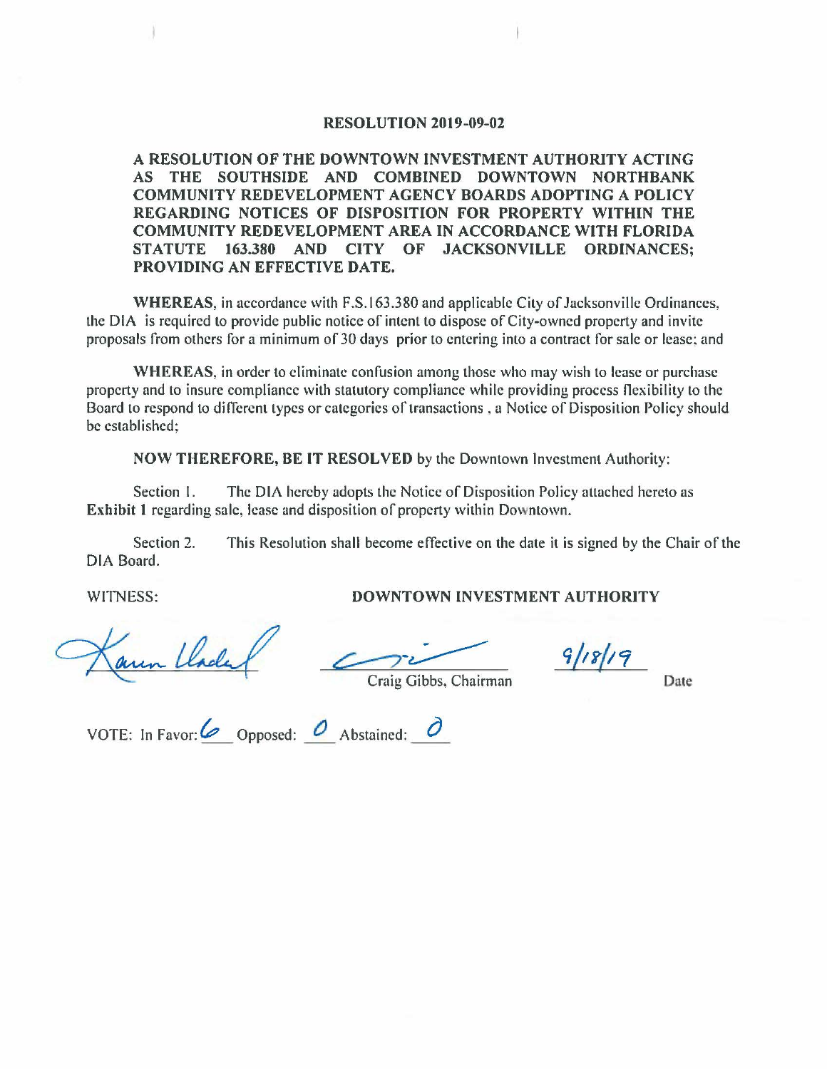# RESOLUTION 2019-09-02

**A RESOLUTION OF THE DOWNTOWN INVESTMENT AUTHORITY ACTING AS THE SOUTHSIDE AND COMBINED DOWNTOWN NORTHBANK COMMUNITY REDEVELOPMENT AGENCY BOARDS ADOPTING A POLICY REGARDING NOTICES OF DISPOSITION FOR PROPERTY WITHIN THE COMMUNITY REDEVELOPMENT AREA IN ACCORDANCE WITH FLORIDA STATUTE 163.380 AND CITY OF JACKSONVILLE ORDINANCES; PROVIDING AN EFFECTIVE DATE.**

**WHEREAS**, in accordance with F.S.163.380 and applicable City of Jacksonville Ordinances, the DIA is required to provide public notice of intent to dispose of City-owned property and invite proposals from others for a minimum of 30 days prior to entering into a contract for sale or lease; and

**WHEREAS**, in order to eliminate confusion among those who may wish to lease or purchase property and to insure compliance with statutory compliance while providing process flexibility to the Board to respond to different types or categories of transactions , a Notice of Disposition Policy should be established;

**NOW THEREFORE, BE IT RESOLVED** by the Downtown Investment Authority:

Section 1. The DIA hereby adopts the Notice of Disposition Policy attached hereto as **Exhibit 1** regarding sale, lease and disposition of property within Downtown.

Section 2. This Resolution shall become effective on the date it is signed by the Chair of the DIA Board.

WITNESS: **DOWNTOWN INVESTMENT AUTHORITY**

[signature] [signature] 9/18/19

Craig Gibbs, Chairman Date

VOTE: In Favor: 6 Opposed: 0 Abstained: 0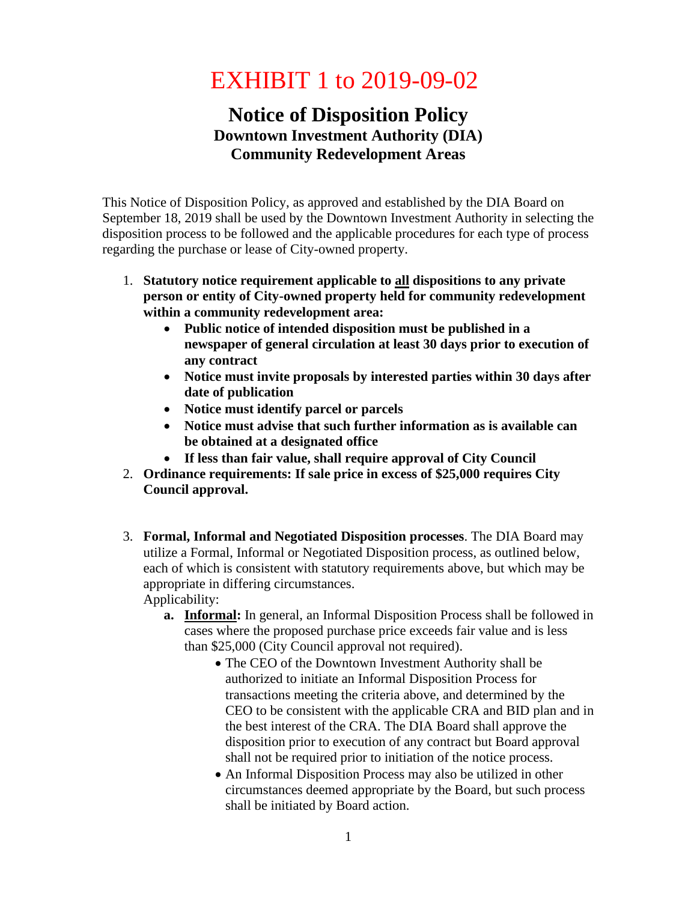# EXHIBIT 1 to 2019-09-02

## Notice of Disposition Policy
### Downtown Investment Authority (DIA)
### Community Redevelopment Areas

This Notice of Disposition Policy, as approved and established by the DIA Board on September 18, 2019 shall be used by the Downtown Investment Authority in selecting the disposition process to be followed and the applicable procedures for each type of process regarding the purchase or lease of City-owned property.

1. **Statutory notice requirement applicable to <u>all</u> dispositions to any private person or entity of City-owned property held for community redevelopment within a community redevelopment area:**
   - **Public notice of intended disposition must be published in a newspaper of general circulation at least 30 days prior to execution of any contract**
   - **Notice must invite proposals by interested parties within 30 days after date of publication**
   - **Notice must identify parcel or parcels**
   - **Notice must advise that such further information as is available can be obtained at a designated office**
   - **If less than fair value, shall require approval of City Council**
2. **Ordinance requirements: If sale price in excess of $25,000 requires City Council approval.**

3. **Formal, Informal and Negotiated Disposition processes**. The DIA Board may utilize a Formal, Informal or Negotiated Disposition process, as outlined below, each of which is consistent with statutory requirements above, but which may be appropriate in differing circumstances.
   Applicability:
   a. **<u>Informal</u>:** In general, an Informal Disposition Process shall be followed in cases where the proposed purchase price exceeds fair value and is less than $25,000 (City Council approval not required).
      - The CEO of the Downtown Investment Authority shall be authorized to initiate an Informal Disposition Process for transactions meeting the criteria above, and determined by the CEO to be consistent with the applicable CRA and BID plan and in the best interest of the CRA. The DIA Board shall approve the disposition prior to execution of any contract but Board approval shall not be required prior to initiation of the notice process.
      - An Informal Disposition Process may also be utilized in other circumstances deemed appropriate by the Board, but such process shall be initiated by Board action.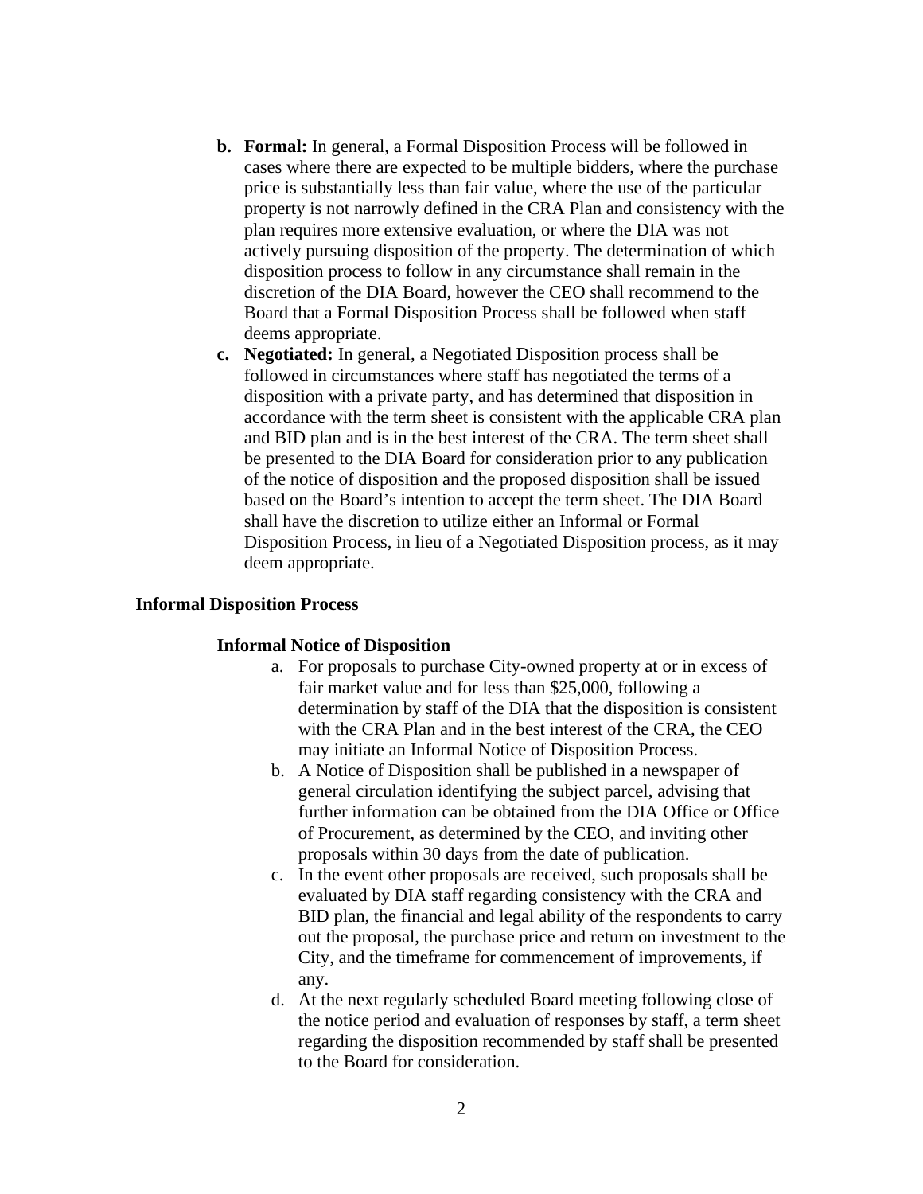b. **Formal:** In general, a Formal Disposition Process will be followed in cases where there are expected to be multiple bidders, where the purchase price is substantially less than fair value, where the use of the particular property is not narrowly defined in the CRA Plan and consistency with the plan requires more extensive evaluation, or where the DIA was not actively pursuing disposition of the property. The determination of which disposition process to follow in any circumstance shall remain in the discretion of the DIA Board, however the CEO shall recommend to the Board that a Formal Disposition Process shall be followed when staff deems appropriate.

c. **Negotiated:** In general, a Negotiated Disposition process shall be followed in circumstances where staff has negotiated the terms of a disposition with a private party, and has determined that disposition in accordance with the term sheet is consistent with the applicable CRA plan and BID plan and is in the best interest of the CRA. The term sheet shall be presented to the DIA Board for consideration prior to any publication of the notice of disposition and the proposed disposition shall be issued based on the Board's intention to accept the term sheet. The DIA Board shall have the discretion to utilize either an Informal or Formal Disposition Process, in lieu of a Negotiated Disposition process, as it may deem appropriate.

## Informal Disposition Process

### Informal Notice of Disposition

a. For proposals to purchase City-owned property at or in excess of fair market value and for less than $25,000, following a determination by staff of the DIA that the disposition is consistent with the CRA Plan and in the best interest of the CRA, the CEO may initiate an Informal Notice of Disposition Process.
b. A Notice of Disposition shall be published in a newspaper of general circulation identifying the subject parcel, advising that further information can be obtained from the DIA Office or Office of Procurement, as determined by the CEO, and inviting other proposals within 30 days from the date of publication.
c. In the event other proposals are received, such proposals shall be evaluated by DIA staff regarding consistency with the CRA and BID plan, the financial and legal ability of the respondents to carry out the proposal, the purchase price and return on investment to the City, and the timeframe for commencement of improvements, if any.
d. At the next regularly scheduled Board meeting following close of the notice period and evaluation of responses by staff, a term sheet regarding the disposition recommended by staff shall be presented to the Board for consideration.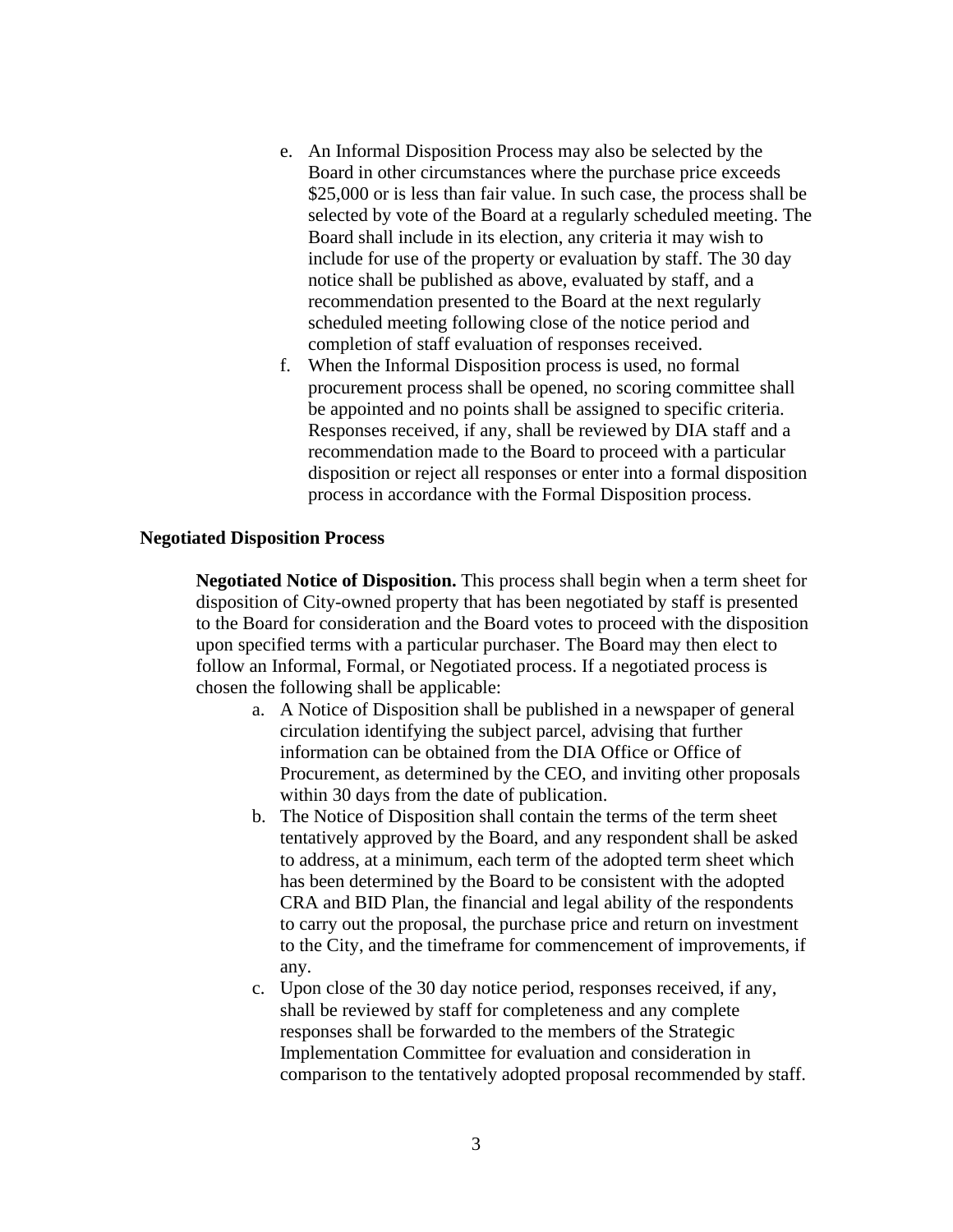e. An Informal Disposition Process may also be selected by the Board in other circumstances where the purchase price exceeds $25,000 or is less than fair value. In such case, the process shall be selected by vote of the Board at a regularly scheduled meeting. The Board shall include in its election, any criteria it may wish to include for use of the property or evaluation by staff. The 30 day notice shall be published as above, evaluated by staff, and a recommendation presented to the Board at the next regularly scheduled meeting following close of the notice period and completion of staff evaluation of responses received.

f. When the Informal Disposition process is used, no formal procurement process shall be opened, no scoring committee shall be appointed and no points shall be assigned to specific criteria. Responses received, if any, shall be reviewed by DIA staff and a recommendation made to the Board to proceed with a particular disposition or reject all responses or enter into a formal disposition process in accordance with the Formal Disposition process.

**Negotiated Disposition Process**

**Negotiated Notice of Disposition.** This process shall begin when a term sheet for disposition of City-owned property that has been negotiated by staff is presented to the Board for consideration and the Board votes to proceed with the disposition upon specified terms with a particular purchaser. The Board may then elect to follow an Informal, Formal, or Negotiated process. If a negotiated process is chosen the following shall be applicable:

a. A Notice of Disposition shall be published in a newspaper of general circulation identifying the subject parcel, advising that further information can be obtained from the DIA Office or Office of Procurement, as determined by the CEO, and inviting other proposals within 30 days from the date of publication.

b. The Notice of Disposition shall contain the terms of the term sheet tentatively approved by the Board, and any respondent shall be asked to address, at a minimum, each term of the adopted term sheet which has been determined by the Board to be consistent with the adopted CRA and BID Plan, the financial and legal ability of the respondents to carry out the proposal, the purchase price and return on investment to the City, and the timeframe for commencement of improvements, if any.

c. Upon close of the 30 day notice period, responses received, if any, shall be reviewed by staff for completeness and any complete responses shall be forwarded to the members of the Strategic Implementation Committee for evaluation and consideration in comparison to the tentatively adopted proposal recommended by staff.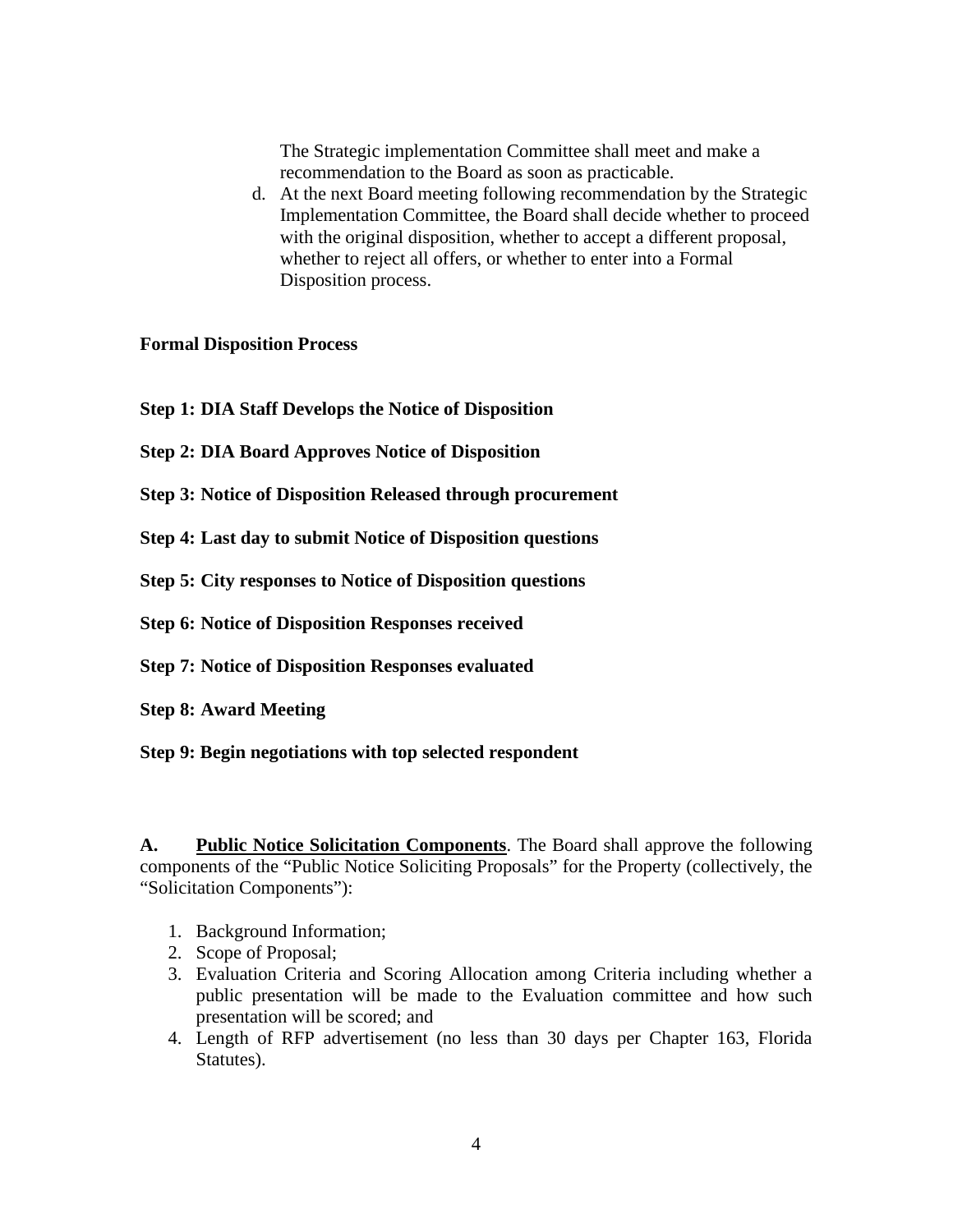The Strategic implementation Committee shall meet and make a recommendation to the Board as soon as practicable.

d. At the next Board meeting following recommendation by the Strategic Implementation Committee, the Board shall decide whether to proceed with the original disposition, whether to accept a different proposal, whether to reject all offers, or whether to enter into a Formal Disposition process.

**Formal Disposition Process**

**Step 1: DIA Staff Develops the Notice of Disposition**

**Step 2: DIA Board Approves Notice of Disposition**

**Step 3: Notice of Disposition Released through procurement**

**Step 4: Last day to submit Notice of Disposition questions**

**Step 5: City responses to Notice of Disposition questions**

**Step 6: Notice of Disposition Responses received**

**Step 7: Notice of Disposition Responses evaluated**

**Step 8: Award Meeting**

**Step 9: Begin negotiations with top selected respondent**

**A. <u>Public Notice Solicitation Components</u>**. The Board shall approve the following components of the "Public Notice Soliciting Proposals" for the Property (collectively, the "Solicitation Components"):

1. Background Information;
2. Scope of Proposal;
3. Evaluation Criteria and Scoring Allocation among Criteria including whether a public presentation will be made to the Evaluation committee and how such presentation will be scored; and
4. Length of RFP advertisement (no less than 30 days per Chapter 163, Florida Statutes).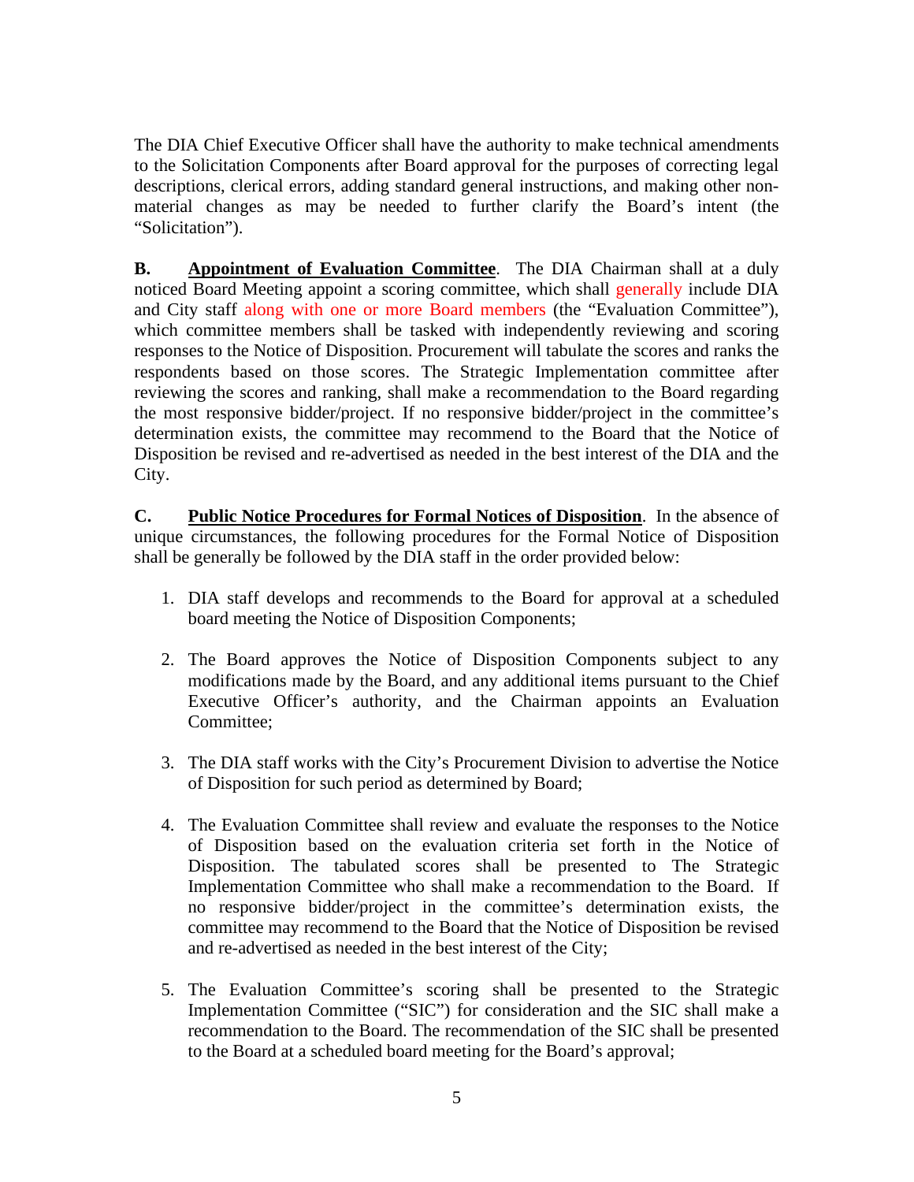The DIA Chief Executive Officer shall have the authority to make technical amendments to the Solicitation Components after Board approval for the purposes of correcting legal descriptions, clerical errors, adding standard general instructions, and making other non-material changes as may be needed to further clarify the Board's intent (the "Solicitation").

**B.** **Appointment of Evaluation Committee**. The DIA Chairman shall at a duly noticed Board Meeting appoint a scoring committee, which shall generally include DIA and City staff along with one or more Board members (the "Evaluation Committee"), which committee members shall be tasked with independently reviewing and scoring responses to the Notice of Disposition. Procurement will tabulate the scores and ranks the respondents based on those scores. The Strategic Implementation committee after reviewing the scores and ranking, shall make a recommendation to the Board regarding the most responsive bidder/project. If no responsive bidder/project in the committee's determination exists, the committee may recommend to the Board that the Notice of Disposition be revised and re-advertised as needed in the best interest of the DIA and the City.

**C.** **Public Notice Procedures for Formal Notices of Disposition**. In the absence of unique circumstances, the following procedures for the Formal Notice of Disposition shall be generally be followed by the DIA staff in the order provided below:

1. DIA staff develops and recommends to the Board for approval at a scheduled board meeting the Notice of Disposition Components;
2. The Board approves the Notice of Disposition Components subject to any modifications made by the Board, and any additional items pursuant to the Chief Executive Officer's authority, and the Chairman appoints an Evaluation Committee;
3. The DIA staff works with the City's Procurement Division to advertise the Notice of Disposition for such period as determined by Board;
4. The Evaluation Committee shall review and evaluate the responses to the Notice of Disposition based on the evaluation criteria set forth in the Notice of Disposition. The tabulated scores shall be presented to The Strategic Implementation Committee who shall make a recommendation to the Board. If no responsive bidder/project in the committee's determination exists, the committee may recommend to the Board that the Notice of Disposition be revised and re-advertised as needed in the best interest of the City;
5. The Evaluation Committee's scoring shall be presented to the Strategic Implementation Committee ("SIC") for consideration and the SIC shall make a recommendation to the Board. The recommendation of the SIC shall be presented to the Board at a scheduled board meeting for the Board's approval;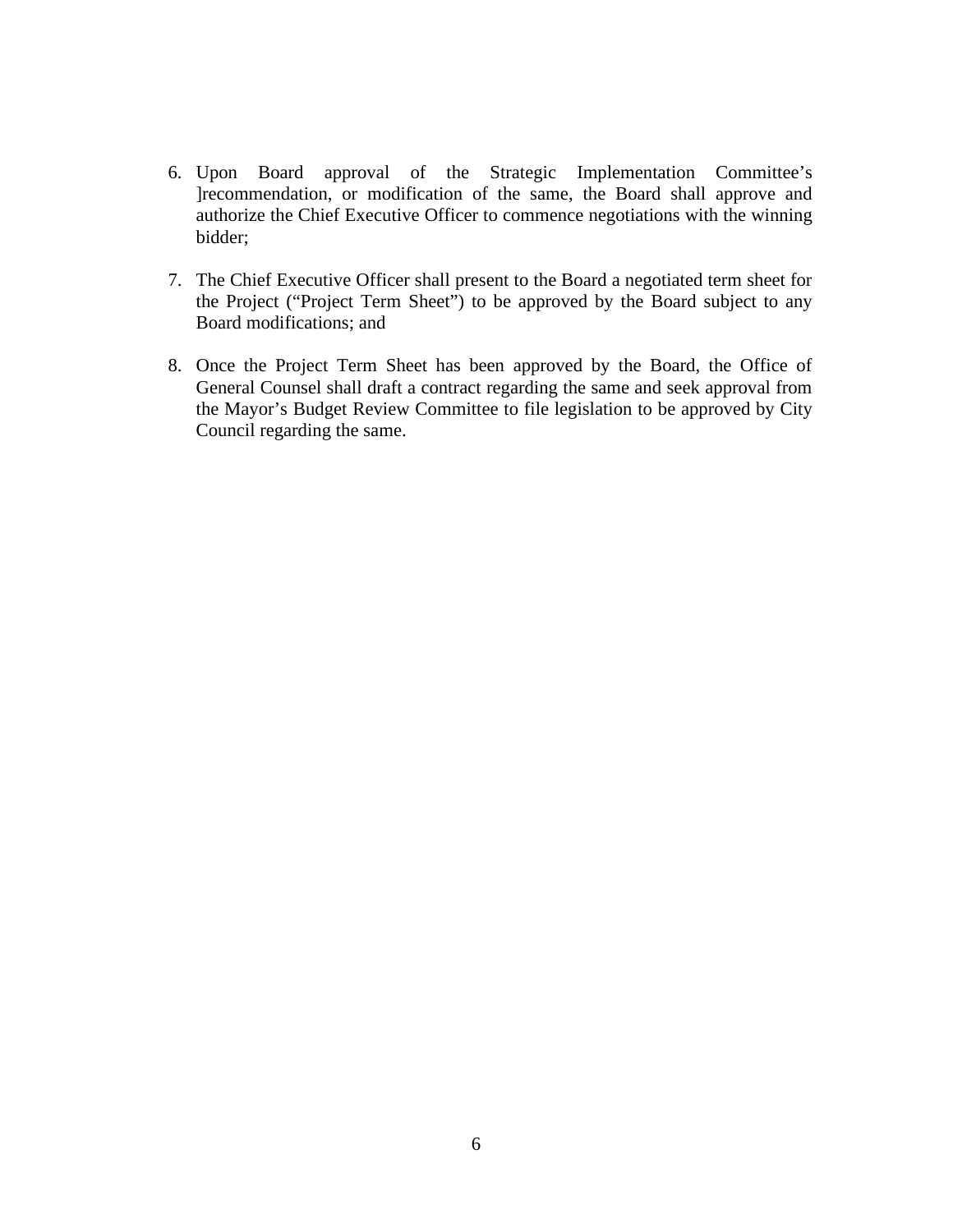6. Upon Board approval of the Strategic Implementation Committee's ]recommendation, or modification of the same, the Board shall approve and authorize the Chief Executive Officer to commence negotiations with the winning bidder;

7. The Chief Executive Officer shall present to the Board a negotiated term sheet for the Project ("Project Term Sheet") to be approved by the Board subject to any Board modifications; and

8. Once the Project Term Sheet has been approved by the Board, the Office of General Counsel shall draft a contract regarding the same and seek approval from the Mayor's Budget Review Committee to file legislation to be approved by City Council regarding the same.